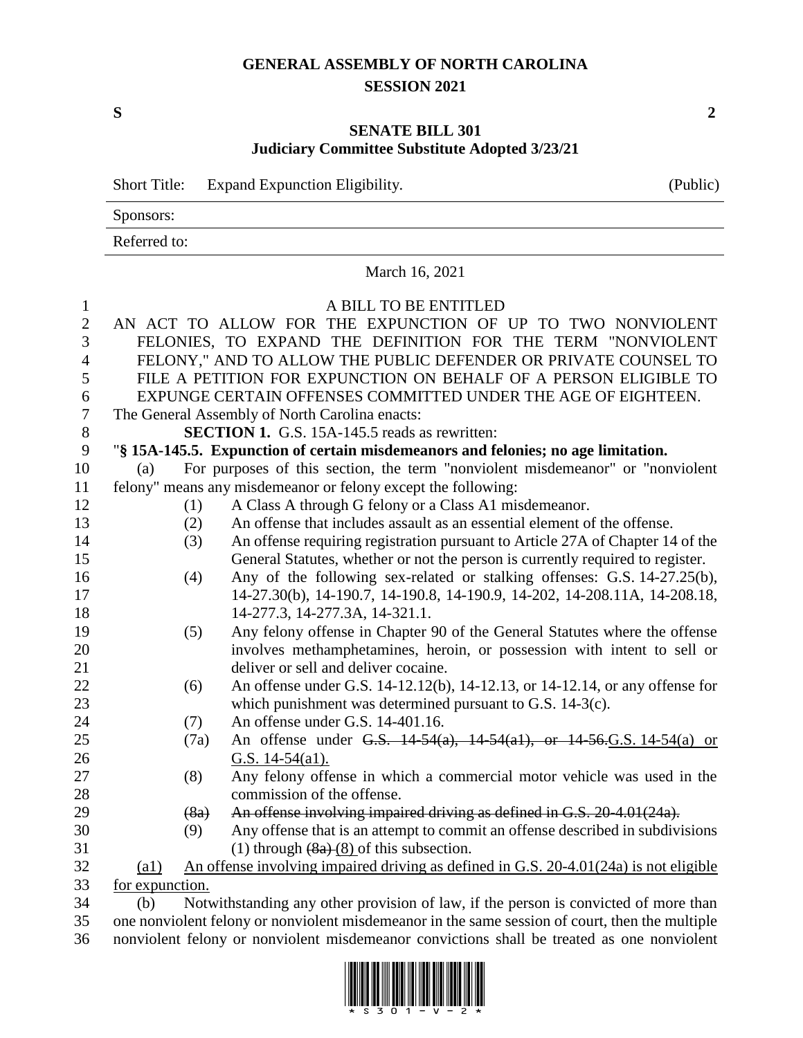# GENERAL ASSEMBLY OF NORTH CAROLINA
## SESSION 2021

**S** **2**

**SENATE BILL 301**
**Judiciary Committee Substitute Adopted 3/23/21**

Short Title: Expand Expunction Eligibility. (Public)

Sponsors:

Referred to:

March 16, 2021

A BILL TO BE ENTITLED

AN ACT TO ALLOW FOR THE EXPUNCTION OF UP TO TWO NONVIOLENT FELONIES, TO EXPAND THE DEFINITION FOR THE TERM "NONVIOLENT FELONY," AND TO ALLOW THE PUBLIC DEFENDER OR PRIVATE COUNSEL TO FILE A PETITION FOR EXPUNCTION ON BEHALF OF A PERSON ELIGIBLE TO EXPUNGE CERTAIN OFFENSES COMMITTED UNDER THE AGE OF EIGHTEEN.

The General Assembly of North Carolina enacts:

**SECTION 1.** G.S. 15A-145.5 reads as rewritten:

"**§ 15A-145.5. Expunction of certain misdemeanors and felonies; no age limitation.**

(a) For purposes of this section, the term "nonviolent misdemeanor" or "nonviolent felony" means any misdemeanor or felony except the following:

(1) A Class A through G felony or a Class A1 misdemeanor.

(2) An offense that includes assault as an essential element of the offense.

(3) An offense requiring registration pursuant to Article 27A of Chapter 14 of the General Statutes, whether or not the person is currently required to register.

(4) Any of the following sex-related or stalking offenses: G.S. 14-27.25(b), 14-27.30(b), 14-190.7, 14-190.8, 14-190.9, 14-202, 14-208.11A, 14-208.18, 14-277.3, 14-277.3A, 14-321.1.

(5) Any felony offense in Chapter 90 of the General Statutes where the offense involves methamphetamines, heroin, or possession with intent to sell or deliver or sell and deliver cocaine.

(6) An offense under G.S. 14-12.12(b), 14-12.13, or 14-12.14, or any offense for which punishment was determined pursuant to G.S. 14-3(c).

(7) An offense under G.S. 14-401.16.

(7a) An offense under ~~G.S. 14-54(a), 14-54(a1), or 14-56.~~<u>G.S. 14-54(a) or G.S. 14-54(a1).</u>

(8) Any felony offense in which a commercial motor vehicle was used in the commission of the offense.

~~(8a) An offense involving impaired driving as defined in G.S. 20-4.01(24a).~~

(9) Any offense that is an attempt to commit an offense described in subdivisions (1) through ~~(8a)~~ <u>(8)</u> of this subsection.

<u>(a1) An offense involving impaired driving as defined in G.S. 20-4.01(24a) is not eligible for expunction.</u>

(b) Notwithstanding any other provision of law, if the person is convicted of more than one nonviolent felony or nonviolent misdemeanor in the same session of court, then the multiple nonviolent felony or nonviolent misdemeanor convictions shall be treated as one nonviolent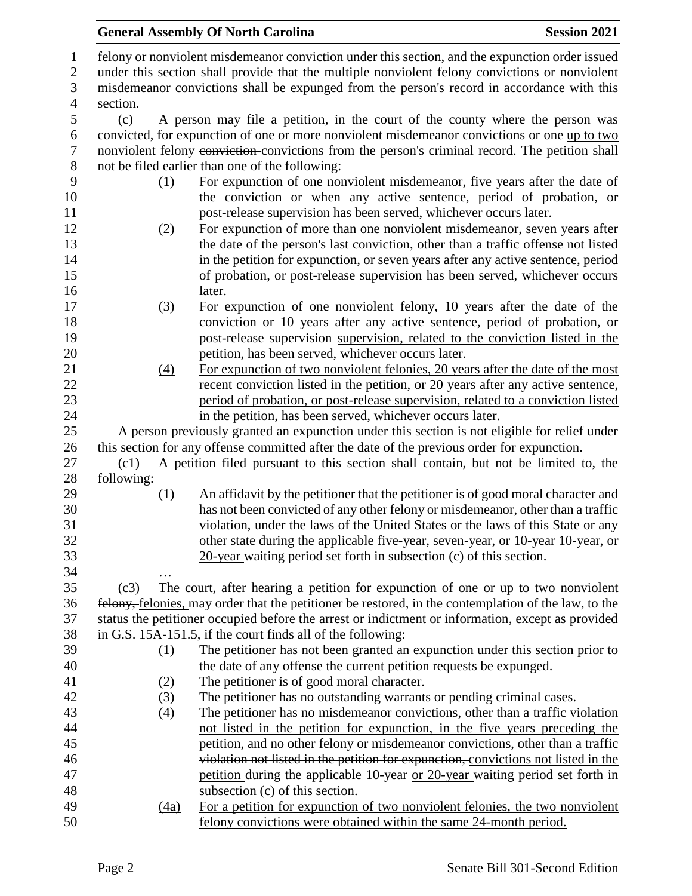felony or nonviolent misdemeanor conviction under this section, and the expunction order issued under this section shall provide that the multiple nonviolent felony convictions or nonviolent misdemeanor convictions shall be expunged from the person's record in accordance with this section.

(c) A person may file a petition, in the court of the county where the person was convicted, for expunction of one or more nonviolent misdemeanor convictions or ~~one~~ up to two nonviolent felony ~~conviction~~ convictions from the person's criminal record. The petition shall not be filed earlier than one of the following:

(1) For expunction of one nonviolent misdemeanor, five years after the date of the conviction or when any active sentence, period of probation, or post-release supervision has been served, whichever occurs later.

(2) For expunction of more than one nonviolent misdemeanor, seven years after the date of the person's last conviction, other than a traffic offense not listed in the petition for expunction, or seven years after any active sentence, period of probation, or post-release supervision has been served, whichever occurs later.

(3) For expunction of one nonviolent felony, 10 years after the date of the conviction or 10 years after any active sentence, period of probation, or post-release ~~supervision~~ supervision, related to the conviction listed in the petition, has been served, whichever occurs later.

(4) For expunction of two nonviolent felonies, 20 years after the date of the most recent conviction listed in the petition, or 20 years after any active sentence, period of probation, or post-release supervision, related to a conviction listed in the petition, has been served, whichever occurs later.

A person previously granted an expunction under this section is not eligible for relief under this section for any offense committed after the date of the previous order for expunction.

(c1) A petition filed pursuant to this section shall contain, but not be limited to, the following:

(1) An affidavit by the petitioner that the petitioner is of good moral character and has not been convicted of any other felony or misdemeanor, other than a traffic violation, under the laws of the United States or the laws of this State or any other state during the applicable five-year, seven-year, ~~or 10-year~~ 10-year, or 20-year waiting period set forth in subsection (c) of this section.

…

(c3) The court, after hearing a petition for expunction of one or up to two nonviolent ~~felony,~~ felonies, may order that the petitioner be restored, in the contemplation of the law, to the status the petitioner occupied before the arrest or indictment or information, except as provided in G.S. 15A-151.5, if the court finds all of the following:

(1) The petitioner has not been granted an expunction under this section prior to the date of any offense the current petition requests be expunged.

(2) The petitioner is of good moral character.

(3) The petitioner has no outstanding warrants or pending criminal cases.

(4) The petitioner has no misdemeanor convictions, other than a traffic violation not listed in the petition for expunction, in the five years preceding the petition, and no other felony ~~or misdemeanor convictions, other than a traffic violation not listed in the petition for expunction,~~ convictions not listed in the petition during the applicable 10-year or 20-year waiting period set forth in subsection (c) of this section.

(4a) For a petition for expunction of two nonviolent felonies, the two nonviolent felony convictions were obtained within the same 24-month period.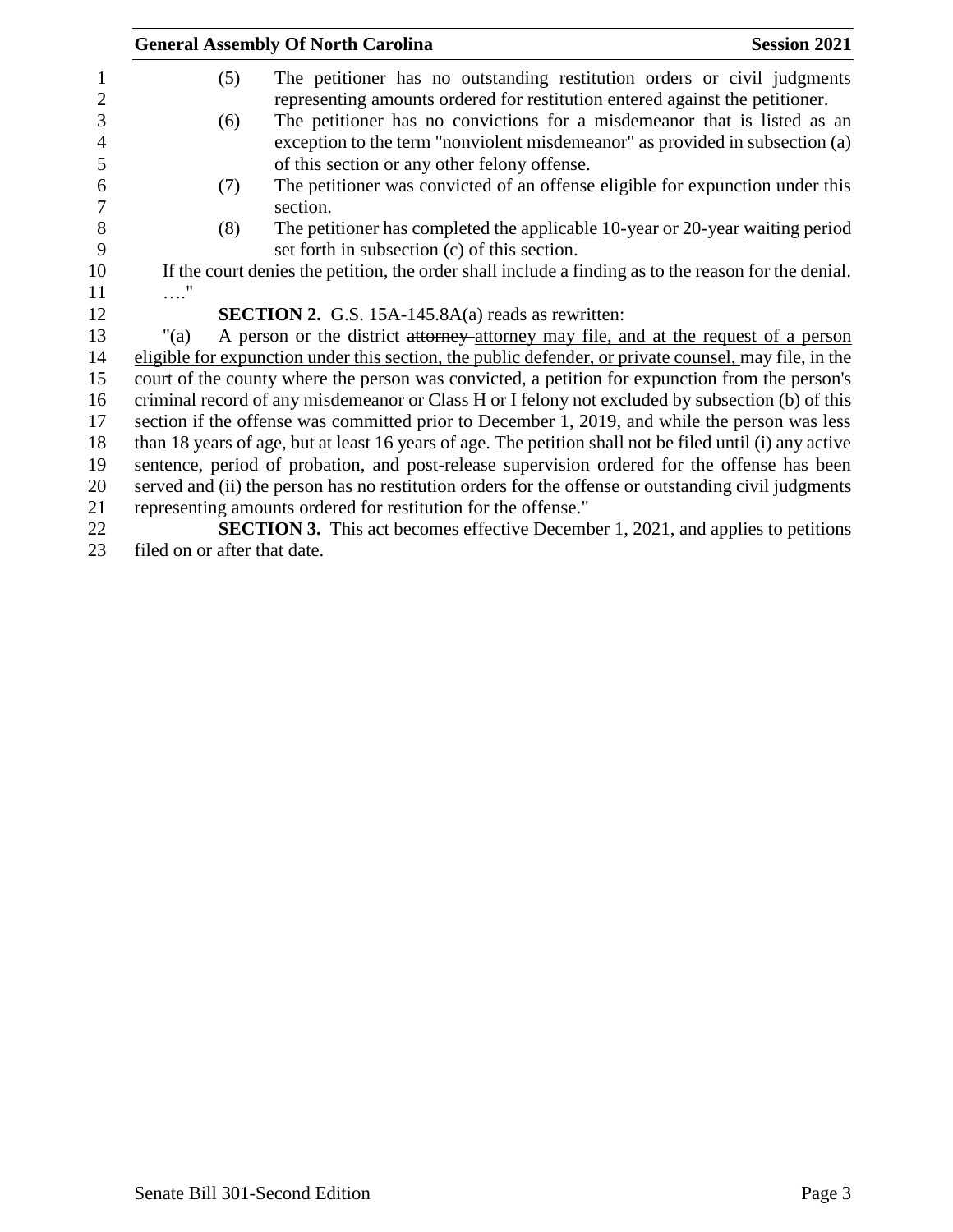(5) The petitioner has no outstanding restitution orders or civil judgments representing amounts ordered for restitution entered against the petitioner.

(6) The petitioner has no convictions for a misdemeanor that is listed as an exception to the term "nonviolent misdemeanor" as provided in subsection (a) of this section or any other felony offense.

(7) The petitioner was convicted of an offense eligible for expunction under this section.

(8) The petitioner has completed the <u>applicable</u> 10-year <u>or 20-year</u> waiting period set forth in subsection (c) of this section.

If the court denies the petition, the order shall include a finding as to the reason for the denial.

…."

**SECTION 2.** G.S. 15A-145.8A(a) reads as rewritten:

"(a) A person or the district ~~attorney~~ <u>attorney may file, and at the request of a person eligible for expunction under this section, the public defender, or private counsel,</u> may file, in the court of the county where the person was convicted, a petition for expunction from the person's criminal record of any misdemeanor or Class H or I felony not excluded by subsection (b) of this section if the offense was committed prior to December 1, 2019, and while the person was less than 18 years of age, but at least 16 years of age. The petition shall not be filed until (i) any active sentence, period of probation, and post-release supervision ordered for the offense has been served and (ii) the person has no restitution orders for the offense or outstanding civil judgments representing amounts ordered for restitution for the offense."

**SECTION 3.** This act becomes effective December 1, 2021, and applies to petitions filed on or after that date.